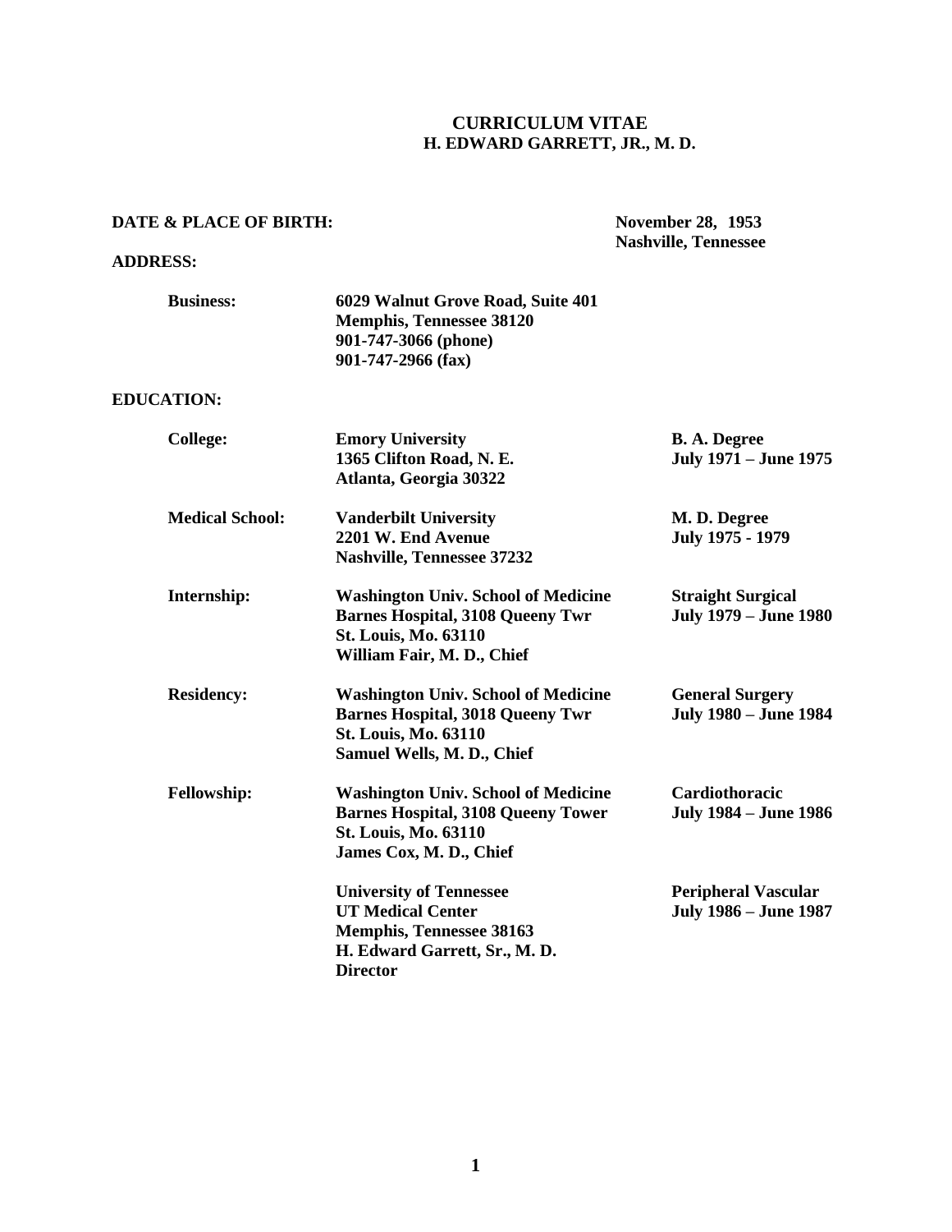# CURRICULUM VITAE
## H. EDWARD GARRETT, JR., M. D.

**DATE & PLACE OF BIRTH:** **November 28, 1953**
**Nashville, Tennessee**

**ADDRESS:**

| | | |
|---|---|---|
| **Business:** | **6029 Walnut Grove Road, Suite 401**<br>**Memphis, Tennessee 38120**<br>**901-747-3066 (phone)**<br>**901-747-2966 (fax)** | |

**EDUCATION:**

| | | |
|---|---|---|
| **College:** | **Emory University**<br>**1365 Clifton Road, N. E.**<br>**Atlanta, Georgia 30322** | **B. A. Degree**<br>**July 1971 – June 1975** |
| **Medical School:** | **Vanderbilt University**<br>**2201 W. End Avenue**<br>**Nashville, Tennessee 37232** | **M. D. Degree**<br>**July 1975 - 1979** |
| **Internship:** | **Washington Univ. School of Medicine**<br>**Barnes Hospital, 3108 Queeny Twr**<br>**St. Louis, Mo. 63110**<br>**William Fair, M. D., Chief** | **Straight Surgical**<br>**July 1979 – June 1980** |
| **Residency:** | **Washington Univ. School of Medicine**<br>**Barnes Hospital, 3018 Queeny Twr**<br>**St. Louis, Mo. 63110**<br>**Samuel Wells, M. D., Chief** | **General Surgery**<br>**July 1980 – June 1984** |
| **Fellowship:** | **Washington Univ. School of Medicine**<br>**Barnes Hospital, 3108 Queeny Tower**<br>**St. Louis, Mo. 63110**<br>**James Cox, M. D., Chief** | **Cardiothoracic**<br>**July 1984 – June 1986** |
| | **University of Tennessee**<br>**UT Medical Center**<br>**Memphis, Tennessee 38163**<br>**H. Edward Garrett, Sr., M. D.**<br>**Director** | **Peripheral Vascular**<br>**July 1986 – June 1987** |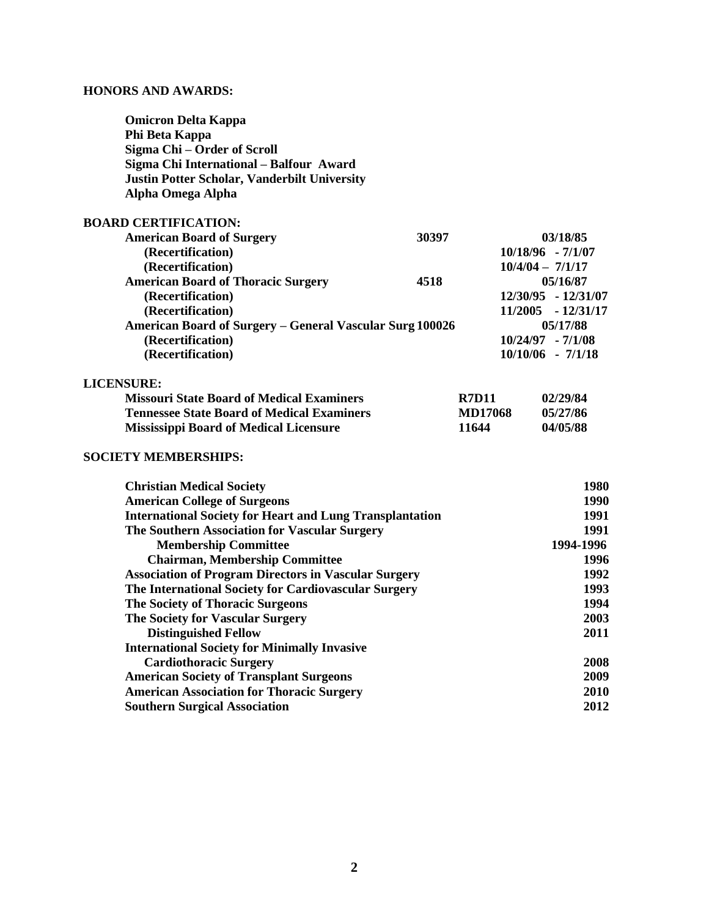## HONORS AND AWARDS:

**Omicron Delta Kappa**
**Phi Beta Kappa**
**Sigma Chi – Order of Scroll**
**Sigma Chi International – Balfour Award**
**Justin Potter Scholar, Vanderbilt University**
**Alpha Omega Alpha**

## BOARD CERTIFICATION:

| | | |
|---|---|---|
| **American Board of Surgery** | **30397** | **03/18/85** |
| **(Recertification)** | | **10/18/96 - 7/1/07** |
| **(Recertification)** | | **10/4/04 – 7/1/17** |
| **American Board of Thoracic Surgery** | **4518** | **05/16/87** |
| **(Recertification)** | | **12/30/95 - 12/31/07** |
| **(Recertification)** | | **11/2005 - 12/31/17** |
| **American Board of Surgery – General Vascular Surg** | **100026** | **05/17/88** |
| **(Recertification)** | | **10/24/97 - 7/1/08** |
| **(Recertification)** | | **10/10/06 - 7/1/18** |

## LICENSURE:

| | | |
|---|---|---|
| **Missouri State Board of Medical Examiners** | **R7D11** | **02/29/84** |
| **Tennessee State Board of Medical Examiners** | **MD17068** | **05/27/86** |
| **Mississippi Board of Medical Licensure** | **11644** | **04/05/88** |

## SOCIETY MEMBERSHIPS:

| | |
|---|---|
| **Christian Medical Society** | **1980** |
| **American College of Surgeons** | **1990** |
| **International Society for Heart and Lung Transplantation** | **1991** |
| **The Southern Association for Vascular Surgery** | **1991** |
| **Membership Committee** | **1994-1996** |
| **Chairman, Membership Committee** | **1996** |
| **Association of Program Directors in Vascular Surgery** | **1992** |
| **The International Society for Cardiovascular Surgery** | **1993** |
| **The Society of Thoracic Surgeons** | **1994** |
| **The Society for Vascular Surgery** | **2003** |
| **Distinguished Fellow** | **2011** |
| **International Society for Minimally Invasive Cardiothoracic Surgery** | **2008** |
| **American Society of Transplant Surgeons** | **2009** |
| **American Association for Thoracic Surgery** | **2010** |
| **Southern Surgical Association** | **2012** |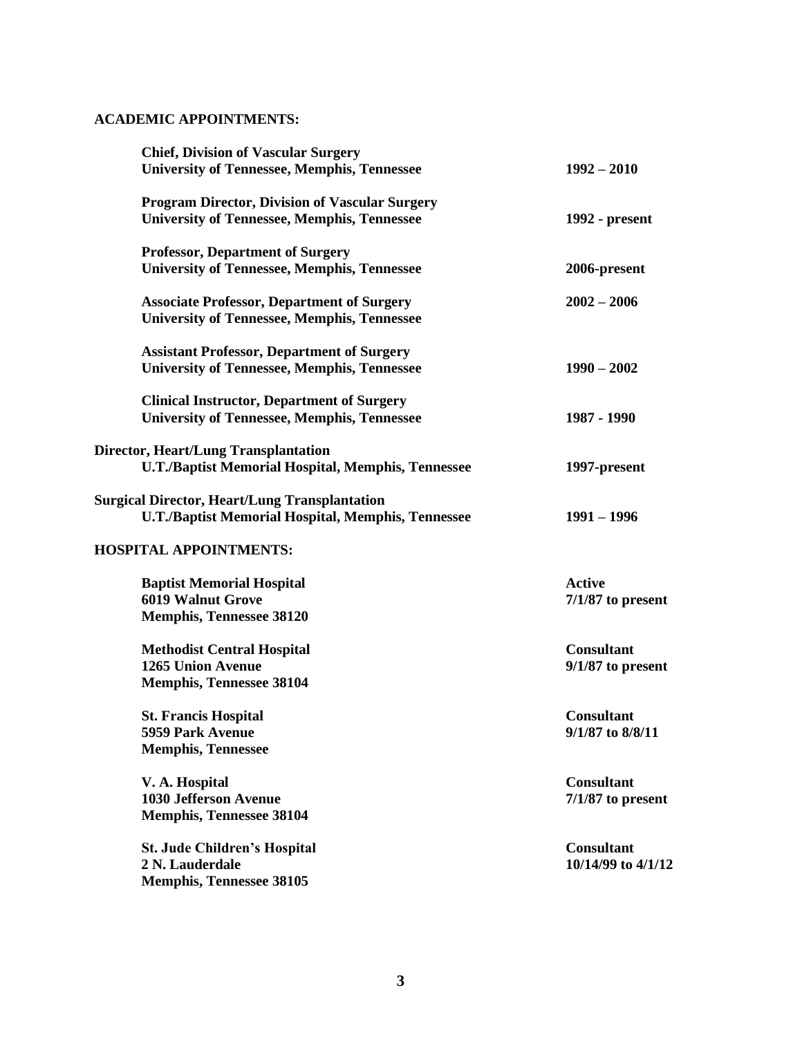## ACADEMIC APPOINTMENTS:

| | |
|---|---|
| **Chief, Division of Vascular Surgery**<br>**University of Tennessee, Memphis, Tennessee** | **1992 – 2010** |
| **Program Director, Division of Vascular Surgery**<br>**University of Tennessee, Memphis, Tennessee** | **1992 - present** |
| **Professor, Department of Surgery**<br>**University of Tennessee, Memphis, Tennessee** | **2006-present** |
| **Associate Professor, Department of Surgery**<br>**University of Tennessee, Memphis, Tennessee** | **2002 – 2006** |
| **Assistant Professor, Department of Surgery**<br>**University of Tennessee, Memphis, Tennessee** | **1990 – 2002** |
| **Clinical Instructor, Department of Surgery**<br>**University of Tennessee, Memphis, Tennessee** | **1987 - 1990** |
| **Director, Heart/Lung Transplantation**<br>**U.T./Baptist Memorial Hospital, Memphis, Tennessee** | **1997-present** |
| **Surgical Director, Heart/Lung Transplantation**<br>**U.T./Baptist Memorial Hospital, Memphis, Tennessee** | **1991 – 1996** |

## HOSPITAL APPOINTMENTS:

| | |
|---|---|
| **Baptist Memorial Hospital**<br>**6019 Walnut Grove**<br>**Memphis, Tennessee 38120** | **Active**<br>**7/1/87 to present** |
| **Methodist Central Hospital**<br>**1265 Union Avenue**<br>**Memphis, Tennessee 38104** | **Consultant**<br>**9/1/87 to present** |
| **St. Francis Hospital**<br>**5959 Park Avenue**<br>**Memphis, Tennessee** | **Consultant**<br>**9/1/87 to 8/8/11** |
| **V. A. Hospital**<br>**1030 Jefferson Avenue**<br>**Memphis, Tennessee 38104** | **Consultant**<br>**7/1/87 to present** |
| **St. Jude Children's Hospital**<br>**2 N. Lauderdale**<br>**Memphis, Tennessee 38105** | **Consultant**<br>**10/14/99 to 4/1/12** |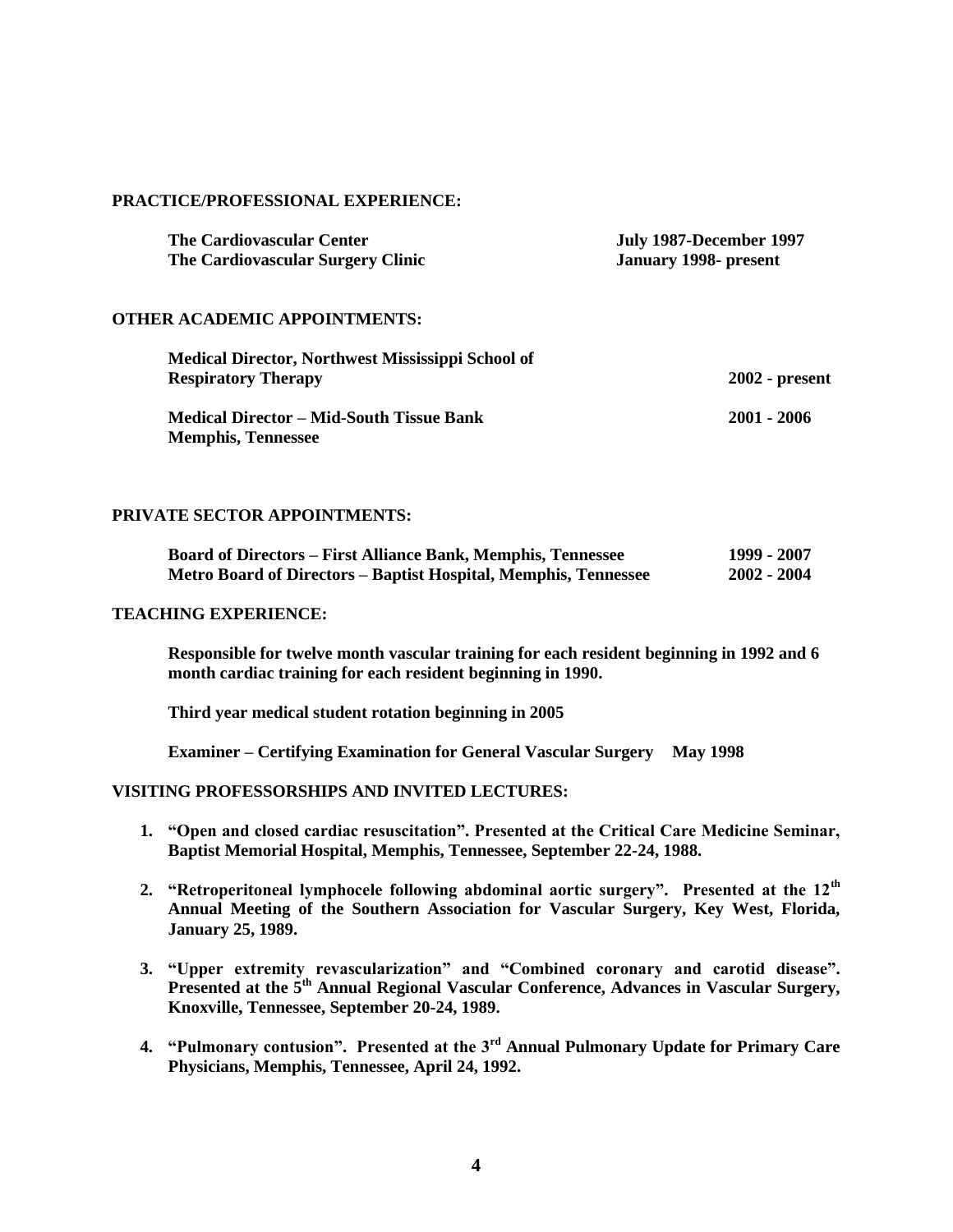## PRACTICE/PROFESSIONAL EXPERIENCE:

| | |
|---|---|
| **The Cardiovascular Center** | **July 1987-December 1997** |
| **The Cardiovascular Surgery Clinic** | **January 1998- present** |

## OTHER ACADEMIC APPOINTMENTS:

| | |
|---|---|
| **Medical Director, Northwest Mississippi School of Respiratory Therapy** | **2002 - present** |
| **Medical Director – Mid-South Tissue Bank Memphis, Tennessee** | **2001 - 2006** |

## PRIVATE SECTOR APPOINTMENTS:

| | |
|---|---|
| **Board of Directors – First Alliance Bank, Memphis, Tennessee** | **1999 - 2007** |
| **Metro Board of Directors – Baptist Hospital, Memphis, Tennessee** | **2002 - 2004** |

## TEACHING EXPERIENCE:

**Responsible for twelve month vascular training for each resident beginning in 1992 and 6 month cardiac training for each resident beginning in 1990.**

**Third year medical student rotation beginning in 2005**

**Examiner – Certifying Examination for General Vascular Surgery May 1998**

## VISITING PROFESSORSHIPS AND INVITED LECTURES:

1. **"Open and closed cardiac resuscitation". Presented at the Critical Care Medicine Seminar, Baptist Memorial Hospital, Memphis, Tennessee, September 22-24, 1988.**

2. **"Retroperitoneal lymphocele following abdominal aortic surgery". Presented at the 12th Annual Meeting of the Southern Association for Vascular Surgery, Key West, Florida, January 25, 1989.**

3. **"Upper extremity revascularization" and "Combined coronary and carotid disease". Presented at the 5th Annual Regional Vascular Conference, Advances in Vascular Surgery, Knoxville, Tennessee, September 20-24, 1989.**

4. **"Pulmonary contusion". Presented at the 3rd Annual Pulmonary Update for Primary Care Physicians, Memphis, Tennessee, April 24, 1992.**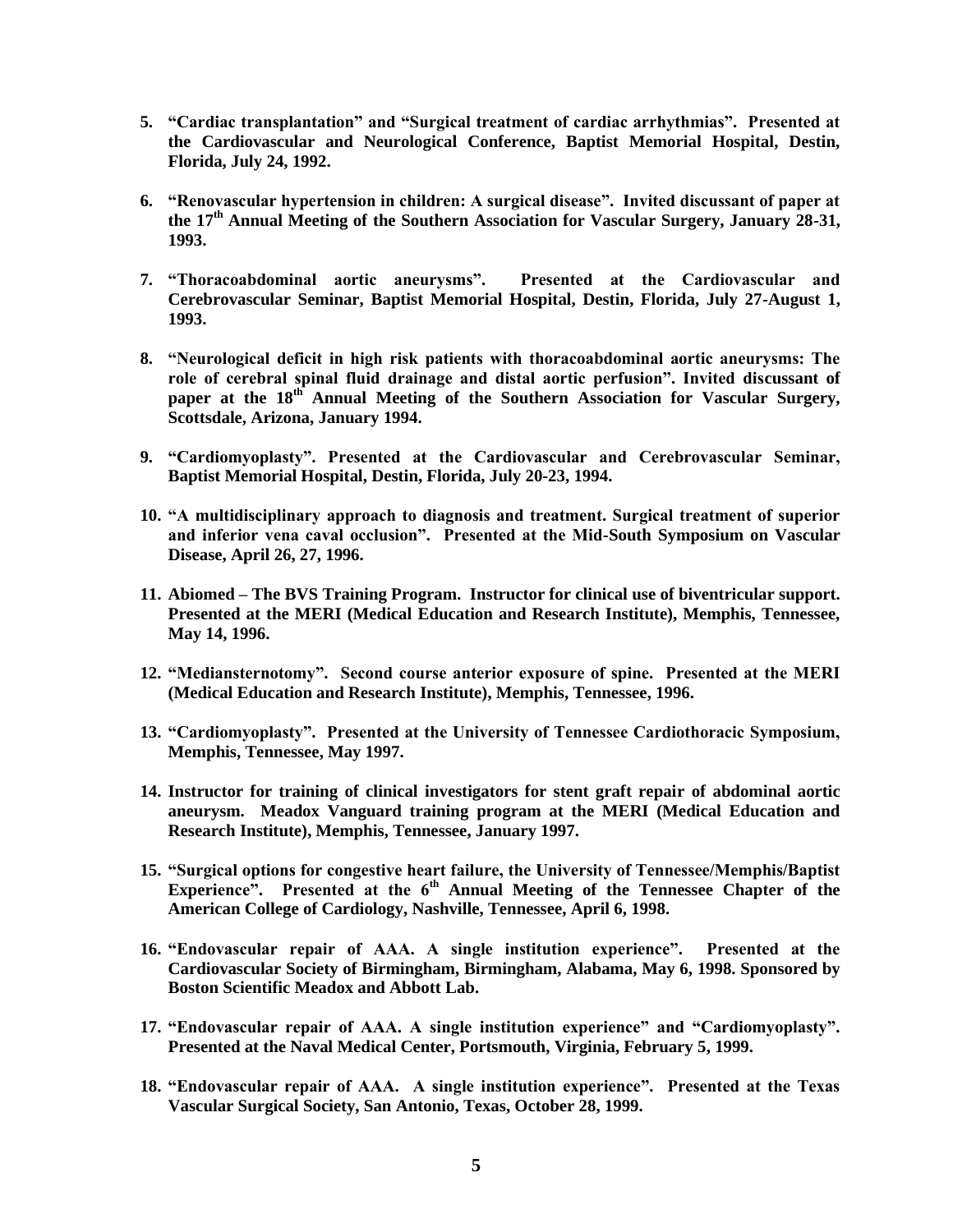5. **"Cardiac transplantation" and "Surgical treatment of cardiac arrhythmias". Presented at the Cardiovascular and Neurological Conference, Baptist Memorial Hospital, Destin, Florida, July 24, 1992.**

6. **"Renovascular hypertension in children: A surgical disease". Invited discussant of paper at the 17th Annual Meeting of the Southern Association for Vascular Surgery, January 28-31, 1993.**

7. **"Thoracoabdominal aortic aneurysms". Presented at the Cardiovascular and Cerebrovascular Seminar, Baptist Memorial Hospital, Destin, Florida, July 27-August 1, 1993.**

8. **"Neurological deficit in high risk patients with thoracoabdominal aortic aneurysms: The role of cerebral spinal fluid drainage and distal aortic perfusion". Invited discussant of paper at the 18th Annual Meeting of the Southern Association for Vascular Surgery, Scottsdale, Arizona, January 1994.**

9. **"Cardiomyoplasty". Presented at the Cardiovascular and Cerebrovascular Seminar, Baptist Memorial Hospital, Destin, Florida, July 20-23, 1994.**

10. **"A multidisciplinary approach to diagnosis and treatment. Surgical treatment of superior and inferior vena caval occlusion". Presented at the Mid-South Symposium on Vascular Disease, April 26, 27, 1996.**

11. **Abiomed – The BVS Training Program. Instructor for clinical use of biventricular support. Presented at the MERI (Medical Education and Research Institute), Memphis, Tennessee, May 14, 1996.**

12. **"Mediansternotomy". Second course anterior exposure of spine. Presented at the MERI (Medical Education and Research Institute), Memphis, Tennessee, 1996.**

13. **"Cardiomyoplasty". Presented at the University of Tennessee Cardiothoracic Symposium, Memphis, Tennessee, May 1997.**

14. **Instructor for training of clinical investigators for stent graft repair of abdominal aortic aneurysm. Meadox Vanguard training program at the MERI (Medical Education and Research Institute), Memphis, Tennessee, January 1997.**

15. **"Surgical options for congestive heart failure, the University of Tennessee/Memphis/Baptist Experience". Presented at the 6th Annual Meeting of the Tennessee Chapter of the American College of Cardiology, Nashville, Tennessee, April 6, 1998.**

16. **"Endovascular repair of AAA. A single institution experience". Presented at the Cardiovascular Society of Birmingham, Birmingham, Alabama, May 6, 1998. Sponsored by Boston Scientific Meadox and Abbott Lab.**

17. **"Endovascular repair of AAA. A single institution experience" and "Cardiomyoplasty". Presented at the Naval Medical Center, Portsmouth, Virginia, February 5, 1999.**

18. **"Endovascular repair of AAA. A single institution experience". Presented at the Texas Vascular Surgical Society, San Antonio, Texas, October 28, 1999.**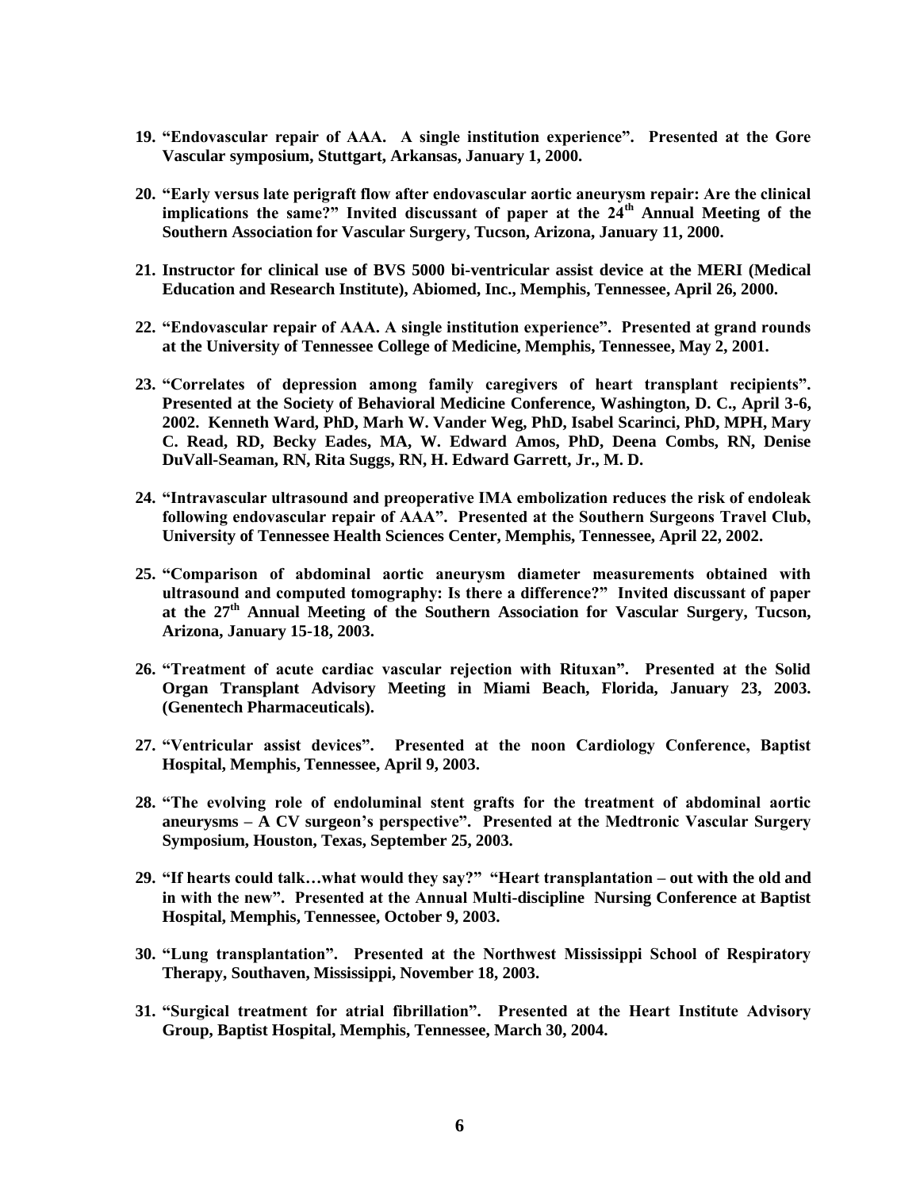19. **"Endovascular repair of AAA. A single institution experience". Presented at the Gore Vascular symposium, Stuttgart, Arkansas, January 1, 2000.**

20. **"Early versus late perigraft flow after endovascular aortic aneurysm repair: Are the clinical implications the same?" Invited discussant of paper at the 24th Annual Meeting of the Southern Association for Vascular Surgery, Tucson, Arizona, January 11, 2000.**

21. **Instructor for clinical use of BVS 5000 bi-ventricular assist device at the MERI (Medical Education and Research Institute), Abiomed, Inc., Memphis, Tennessee, April 26, 2000.**

22. **"Endovascular repair of AAA. A single institution experience". Presented at grand rounds at the University of Tennessee College of Medicine, Memphis, Tennessee, May 2, 2001.**

23. **"Correlates of depression among family caregivers of heart transplant recipients". Presented at the Society of Behavioral Medicine Conference, Washington, D. C., April 3-6, 2002. Kenneth Ward, PhD, Marh W. Vander Weg, PhD, Isabel Scarinci, PhD, MPH, Mary C. Read, RD, Becky Eades, MA, W. Edward Amos, PhD, Deena Combs, RN, Denise DuVall-Seaman, RN, Rita Suggs, RN, H. Edward Garrett, Jr., M. D.**

24. **"Intravascular ultrasound and preoperative IMA embolization reduces the risk of endoleak following endovascular repair of AAA". Presented at the Southern Surgeons Travel Club, University of Tennessee Health Sciences Center, Memphis, Tennessee, April 22, 2002.**

25. **"Comparison of abdominal aortic aneurysm diameter measurements obtained with ultrasound and computed tomography: Is there a difference?" Invited discussant of paper at the 27th Annual Meeting of the Southern Association for Vascular Surgery, Tucson, Arizona, January 15-18, 2003.**

26. **"Treatment of acute cardiac vascular rejection with Rituxan". Presented at the Solid Organ Transplant Advisory Meeting in Miami Beach, Florida, January 23, 2003. (Genentech Pharmaceuticals).**

27. **"Ventricular assist devices". Presented at the noon Cardiology Conference, Baptist Hospital, Memphis, Tennessee, April 9, 2003.**

28. **"The evolving role of endoluminal stent grafts for the treatment of abdominal aortic aneurysms – A CV surgeon's perspective". Presented at the Medtronic Vascular Surgery Symposium, Houston, Texas, September 25, 2003.**

29. **"If hearts could talk…what would they say?" "Heart transplantation – out with the old and in with the new". Presented at the Annual Multi-discipline Nursing Conference at Baptist Hospital, Memphis, Tennessee, October 9, 2003.**

30. **"Lung transplantation". Presented at the Northwest Mississippi School of Respiratory Therapy, Southaven, Mississippi, November 18, 2003.**

31. **"Surgical treatment for atrial fibrillation". Presented at the Heart Institute Advisory Group, Baptist Hospital, Memphis, Tennessee, March 30, 2004.**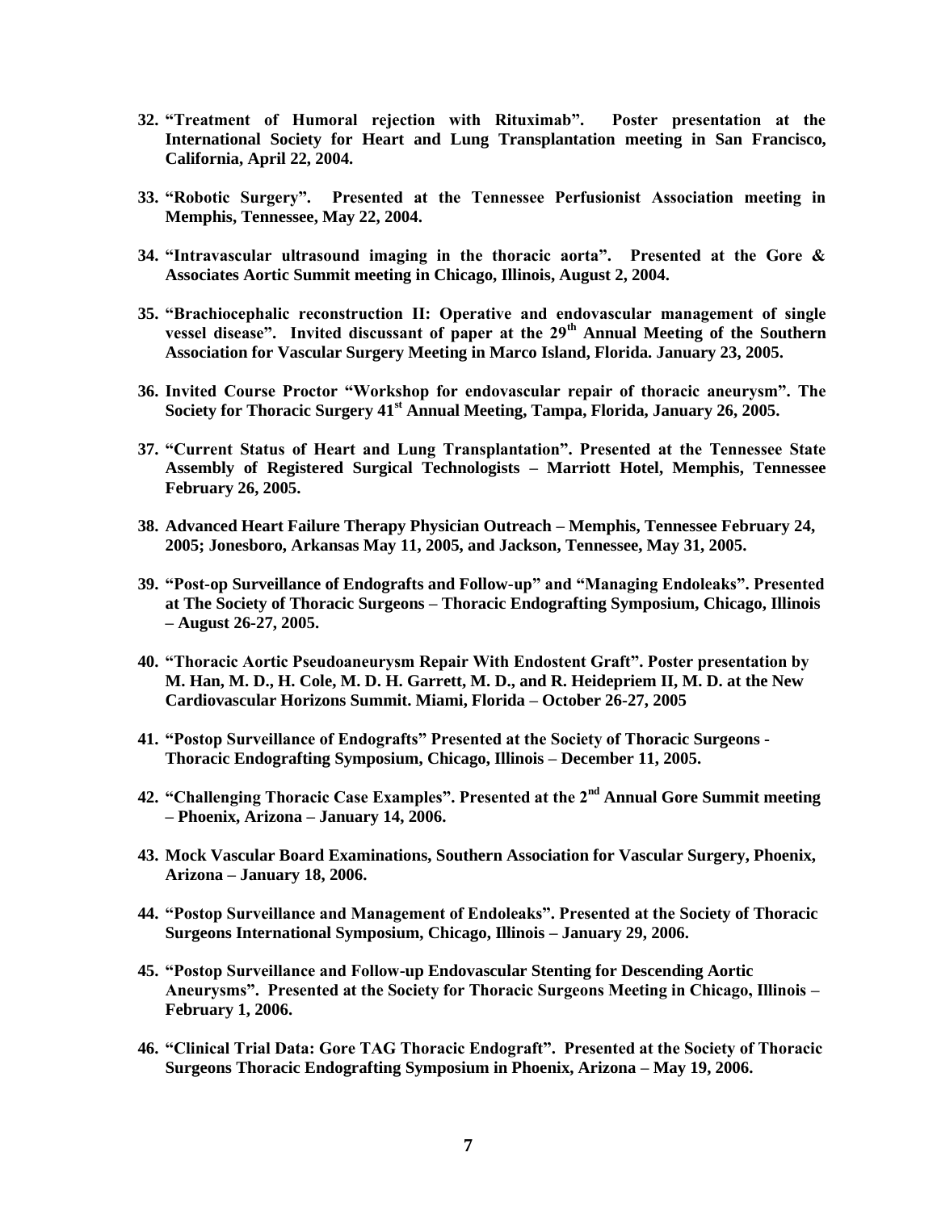32. **"Treatment of Humoral rejection with Rituximab". Poster presentation at the International Society for Heart and Lung Transplantation meeting in San Francisco, California, April 22, 2004.**

33. **"Robotic Surgery". Presented at the Tennessee Perfusionist Association meeting in Memphis, Tennessee, May 22, 2004.**

34. **"Intravascular ultrasound imaging in the thoracic aorta". Presented at the Gore & Associates Aortic Summit meeting in Chicago, Illinois, August 2, 2004.**

35. **"Brachiocephalic reconstruction II: Operative and endovascular management of single vessel disease". Invited discussant of paper at the 29th Annual Meeting of the Southern Association for Vascular Surgery Meeting in Marco Island, Florida. January 23, 2005.**

36. **Invited Course Proctor "Workshop for endovascular repair of thoracic aneurysm". The Society for Thoracic Surgery 41st Annual Meeting, Tampa, Florida, January 26, 2005.**

37. **"Current Status of Heart and Lung Transplantation". Presented at the Tennessee State Assembly of Registered Surgical Technologists – Marriott Hotel, Memphis, Tennessee February 26, 2005.**

38. **Advanced Heart Failure Therapy Physician Outreach – Memphis, Tennessee February 24, 2005; Jonesboro, Arkansas May 11, 2005, and Jackson, Tennessee, May 31, 2005.**

39. **"Post-op Surveillance of Endografts and Follow-up" and "Managing Endoleaks". Presented at The Society of Thoracic Surgeons – Thoracic Endografting Symposium, Chicago, Illinois – August 26-27, 2005.**

40. **"Thoracic Aortic Pseudoaneurysm Repair With Endostent Graft". Poster presentation by M. Han, M. D., H. Cole, M. D. H. Garrett, M. D., and R. Heidepriem II, M. D. at the New Cardiovascular Horizons Summit. Miami, Florida – October 26-27, 2005**

41. **"Postop Surveillance of Endografts" Presented at the Society of Thoracic Surgeons - Thoracic Endografting Symposium, Chicago, Illinois – December 11, 2005.**

42. **"Challenging Thoracic Case Examples". Presented at the 2nd Annual Gore Summit meeting – Phoenix, Arizona – January 14, 2006.**

43. **Mock Vascular Board Examinations, Southern Association for Vascular Surgery, Phoenix, Arizona – January 18, 2006.**

44. **"Postop Surveillance and Management of Endoleaks". Presented at the Society of Thoracic Surgeons International Symposium, Chicago, Illinois – January 29, 2006.**

45. **"Postop Surveillance and Follow-up Endovascular Stenting for Descending Aortic Aneurysms". Presented at the Society for Thoracic Surgeons Meeting in Chicago, Illinois – February 1, 2006.**

46. **"Clinical Trial Data: Gore TAG Thoracic Endograft". Presented at the Society of Thoracic Surgeons Thoracic Endografting Symposium in Phoenix, Arizona – May 19, 2006.**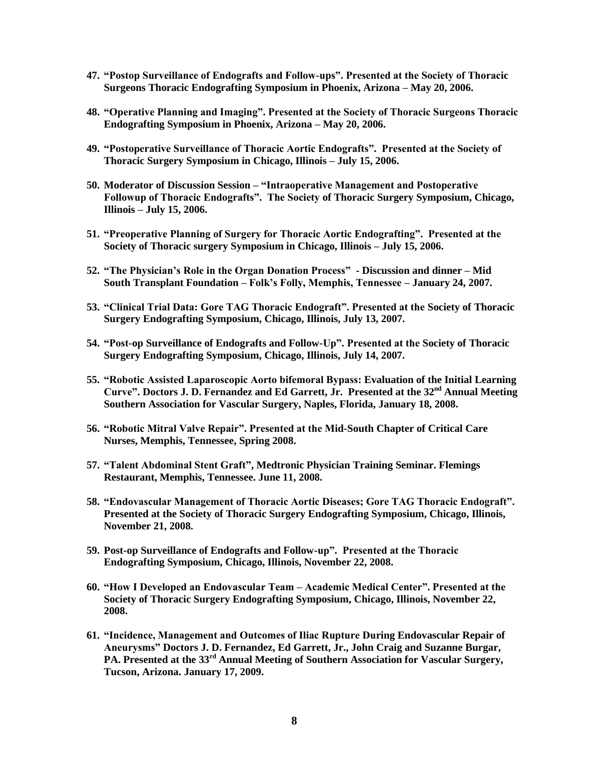47. **"Postop Surveillance of Endografts and Follow-ups". Presented at the Society of Thoracic Surgeons Thoracic Endografting Symposium in Phoenix, Arizona – May 20, 2006.**

48. **"Operative Planning and Imaging". Presented at the Society of Thoracic Surgeons Thoracic Endografting Symposium in Phoenix, Arizona – May 20, 2006.**

49. **"Postoperative Surveillance of Thoracic Aortic Endografts". Presented at the Society of Thoracic Surgery Symposium in Chicago, Illinois – July 15, 2006.**

50. **Moderator of Discussion Session – "Intraoperative Management and Postoperative Followup of Thoracic Endografts". The Society of Thoracic Surgery Symposium, Chicago, Illinois – July 15, 2006.**

51. **"Preoperative Planning of Surgery for Thoracic Aortic Endografting". Presented at the Society of Thoracic surgery Symposium in Chicago, Illinois – July 15, 2006.**

52. **"The Physician's Role in the Organ Donation Process" - Discussion and dinner – Mid South Transplant Foundation – Folk's Folly, Memphis, Tennessee – January 24, 2007.**

53. **"Clinical Trial Data: Gore TAG Thoracic Endograft". Presented at the Society of Thoracic Surgery Endografting Symposium, Chicago, Illinois, July 13, 2007.**

54. **"Post-op Surveillance of Endografts and Follow-Up". Presented at the Society of Thoracic Surgery Endografting Symposium, Chicago, Illinois, July 14, 2007.**

55. **"Robotic Assisted Laparoscopic Aorto bifemoral Bypass: Evaluation of the Initial Learning Curve". Doctors J. D. Fernandez and Ed Garrett, Jr. Presented at the 32nd Annual Meeting Southern Association for Vascular Surgery, Naples, Florida, January 18, 2008.**

56. **"Robotic Mitral Valve Repair". Presented at the Mid-South Chapter of Critical Care Nurses, Memphis, Tennessee, Spring 2008.**

57. **"Talent Abdominal Stent Graft", Medtronic Physician Training Seminar. Flemings Restaurant, Memphis, Tennessee. June 11, 2008.**

58. **"Endovascular Management of Thoracic Aortic Diseases; Gore TAG Thoracic Endograft". Presented at the Society of Thoracic Surgery Endografting Symposium, Chicago, Illinois, November 21, 2008.**

59. **Post-op Surveillance of Endografts and Follow-up". Presented at the Thoracic Endografting Symposium, Chicago, Illinois, November 22, 2008.**

60. **"How I Developed an Endovascular Team – Academic Medical Center". Presented at the Society of Thoracic Surgery Endografting Symposium, Chicago, Illinois, November 22, 2008.**

61. **"Incidence, Management and Outcomes of Iliac Rupture During Endovascular Repair of Aneurysms" Doctors J. D. Fernandez, Ed Garrett, Jr., John Craig and Suzanne Burgar, PA. Presented at the 33rd Annual Meeting of Southern Association for Vascular Surgery, Tucson, Arizona. January 17, 2009.**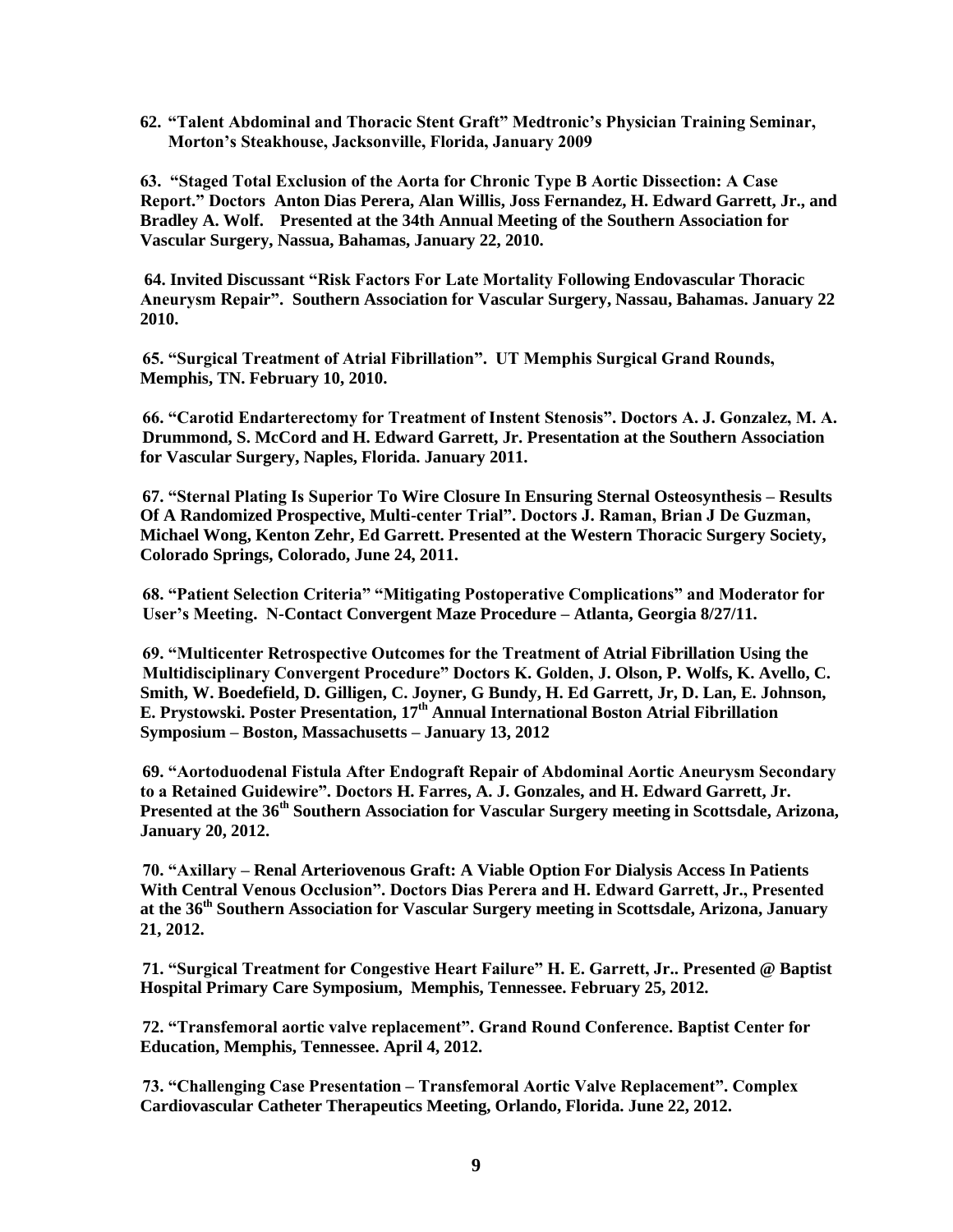**62. "Talent Abdominal and Thoracic Stent Graft" Medtronic's Physician Training Seminar, Morton's Steakhouse, Jacksonville, Florida, January 2009**

**63. "Staged Total Exclusion of the Aorta for Chronic Type B Aortic Dissection: A Case Report." Doctors Anton Dias Perera, Alan Willis, Joss Fernandez, H. Edward Garrett, Jr., and Bradley A. Wolf. Presented at the 34th Annual Meeting of the Southern Association for Vascular Surgery, Nassua, Bahamas, January 22, 2010.**

**64. Invited Discussant "Risk Factors For Late Mortality Following Endovascular Thoracic Aneurysm Repair". Southern Association for Vascular Surgery, Nassau, Bahamas. January 22 2010.**

**65. "Surgical Treatment of Atrial Fibrillation". UT Memphis Surgical Grand Rounds, Memphis, TN. February 10, 2010.**

**66. "Carotid Endarterectomy for Treatment of Instent Stenosis". Doctors A. J. Gonzalez, M. A. Drummond, S. McCord and H. Edward Garrett, Jr. Presentation at the Southern Association for Vascular Surgery, Naples, Florida. January 2011.**

**67. "Sternal Plating Is Superior To Wire Closure In Ensuring Sternal Osteosynthesis – Results Of A Randomized Prospective, Multi-center Trial". Doctors J. Raman, Brian J De Guzman, Michael Wong, Kenton Zehr, Ed Garrett. Presented at the Western Thoracic Surgery Society, Colorado Springs, Colorado, June 24, 2011.**

**68. "Patient Selection Criteria" "Mitigating Postoperative Complications" and Moderator for User's Meeting. N-Contact Convergent Maze Procedure – Atlanta, Georgia 8/27/11.**

**69. "Multicenter Retrospective Outcomes for the Treatment of Atrial Fibrillation Using the Multidisciplinary Convergent Procedure" Doctors K. Golden, J. Olson, P. Wolfs, K. Avello, C. Smith, W. Boedefield, D. Gilligen, C. Joyner, G Bundy, H. Ed Garrett, Jr, D. Lan, E. Johnson, E. Prystowski. Poster Presentation, 17th Annual International Boston Atrial Fibrillation Symposium – Boston, Massachusetts – January 13, 2012**

**69. "Aortoduodenal Fistula After Endograft Repair of Abdominal Aortic Aneurysm Secondary to a Retained Guidewire". Doctors H. Farres, A. J. Gonzales, and H. Edward Garrett, Jr. Presented at the 36th Southern Association for Vascular Surgery meeting in Scottsdale, Arizona, January 20, 2012.**

**70. "Axillary – Renal Arteriovenous Graft: A Viable Option For Dialysis Access In Patients With Central Venous Occlusion". Doctors Dias Perera and H. Edward Garrett, Jr., Presented at the 36th Southern Association for Vascular Surgery meeting in Scottsdale, Arizona, January 21, 2012.**

**71. "Surgical Treatment for Congestive Heart Failure" H. E. Garrett, Jr.. Presented @ Baptist Hospital Primary Care Symposium, Memphis, Tennessee. February 25, 2012.**

**72. "Transfemoral aortic valve replacement". Grand Round Conference. Baptist Center for Education, Memphis, Tennessee. April 4, 2012.**

**73. "Challenging Case Presentation – Transfemoral Aortic Valve Replacement". Complex Cardiovascular Catheter Therapeutics Meeting, Orlando, Florida. June 22, 2012.**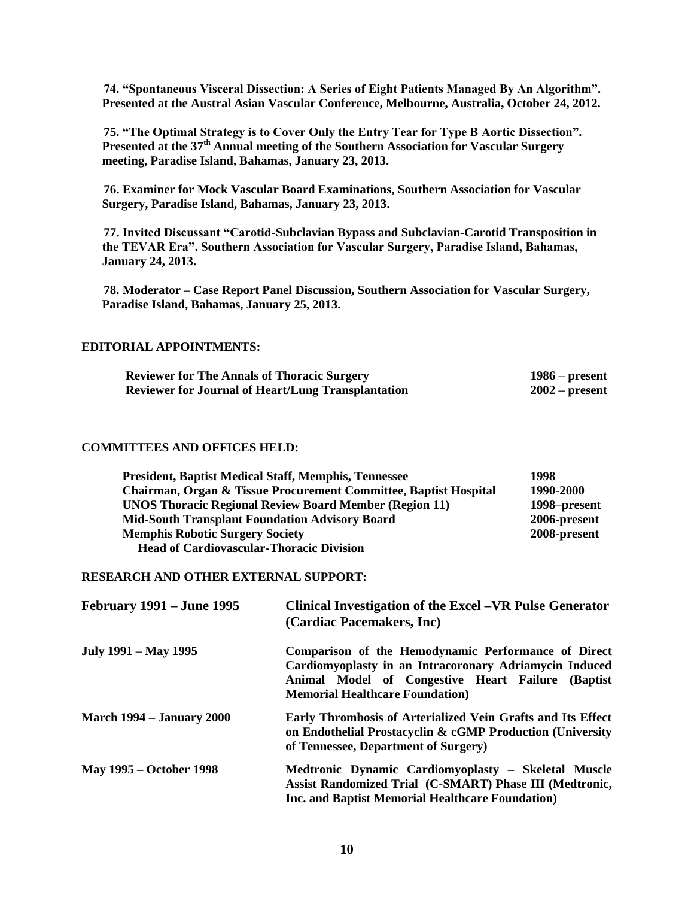**74. "Spontaneous Visceral Dissection: A Series of Eight Patients Managed By An Algorithm". Presented at the Austral Asian Vascular Conference, Melbourne, Australia, October 24, 2012.**

**75. "The Optimal Strategy is to Cover Only the Entry Tear for Type B Aortic Dissection". Presented at the 37th Annual meeting of the Southern Association for Vascular Surgery meeting, Paradise Island, Bahamas, January 23, 2013.**

**76. Examiner for Mock Vascular Board Examinations, Southern Association for Vascular Surgery, Paradise Island, Bahamas, January 23, 2013.**

**77. Invited Discussant "Carotid-Subclavian Bypass and Subclavian-Carotid Transposition in the TEVAR Era". Southern Association for Vascular Surgery, Paradise Island, Bahamas, January 24, 2013.**

**78. Moderator – Case Report Panel Discussion, Southern Association for Vascular Surgery, Paradise Island, Bahamas, January 25, 2013.**

## EDITORIAL APPOINTMENTS:

| | |
|---|---|
| **Reviewer for The Annals of Thoracic Surgery** | **1986 – present** |
| **Reviewer for Journal of Heart/Lung Transplantation** | **2002 – present** |

## COMMITTEES AND OFFICES HELD:

| | |
|---|---|
| **President, Baptist Medical Staff, Memphis, Tennessee** | **1998** |
| **Chairman, Organ & Tissue Procurement Committee, Baptist Hospital** | **1990-2000** |
| **UNOS Thoracic Regional Review Board Member (Region 11)** | **1998–present** |
| **Mid-South Transplant Foundation Advisory Board** | **2006-present** |
| **Memphis Robotic Surgery Society** | **2008-present** |
| **Head of Cardiovascular-Thoracic Division** | |

## RESEARCH AND OTHER EXTERNAL SUPPORT:

| | |
|---|---|
| **February 1991 – June 1995** | **Clinical Investigation of the Excel –VR Pulse Generator (Cardiac Pacemakers, Inc)** |
| **July 1991 – May 1995** | **Comparison of the Hemodynamic Performance of Direct Cardiomyoplasty in an Intracoronary Adriamycin Induced Animal Model of Congestive Heart Failure (Baptist Memorial Healthcare Foundation)** |
| **March 1994 – January 2000** | **Early Thrombosis of Arterialized Vein Grafts and Its Effect on Endothelial Prostacyclin & cGMP Production (University of Tennessee, Department of Surgery)** |
| **May 1995 – October 1998** | **Medtronic Dynamic Cardiomyoplasty – Skeletal Muscle Assist Randomized Trial (C-SMART) Phase III (Medtronic, Inc. and Baptist Memorial Healthcare Foundation)** |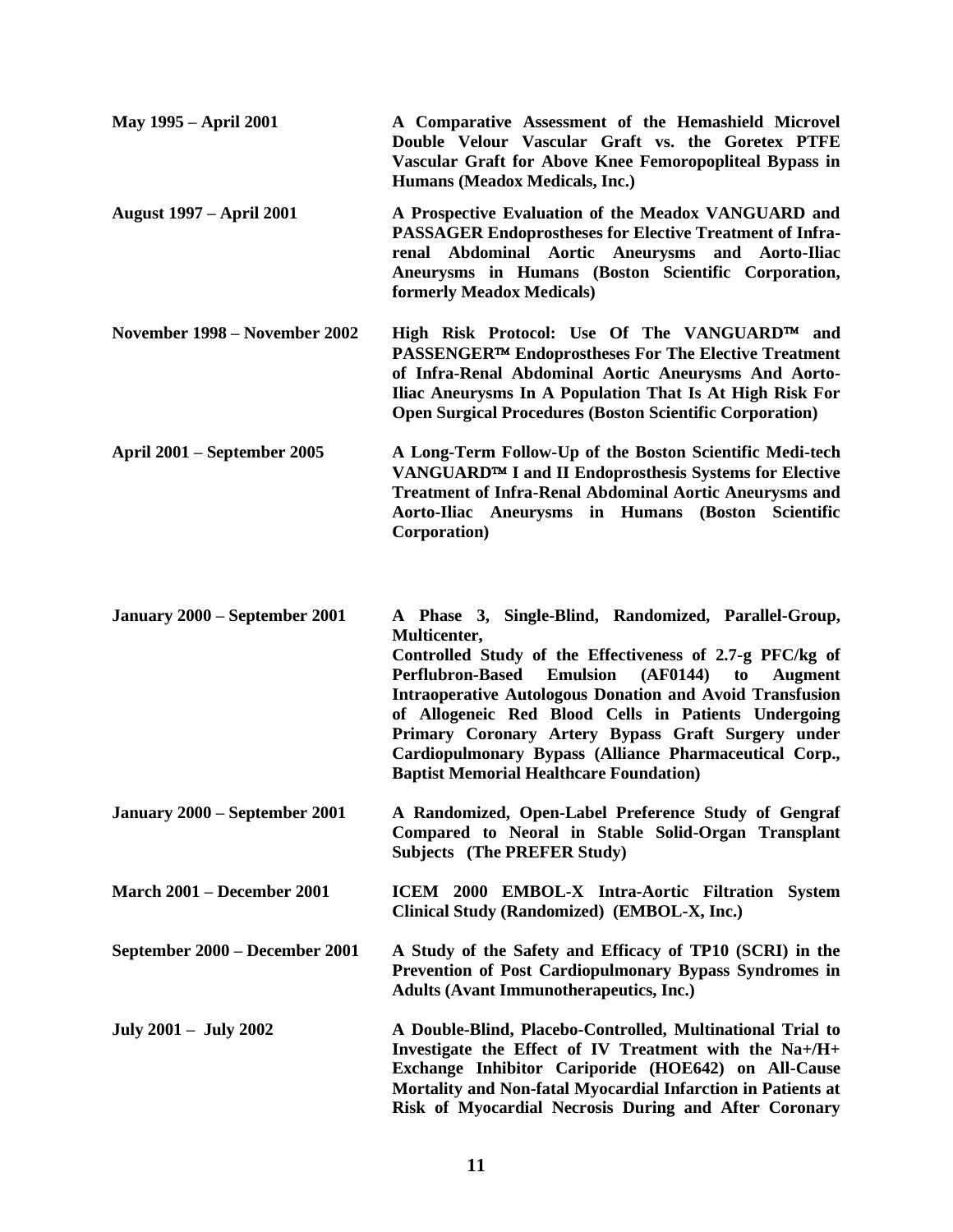| | |
|---|---|
| **May 1995 – April 2001** | **A Comparative Assessment of the Hemashield Microvel Double Velour Vascular Graft vs. the Goretex PTFE Vascular Graft for Above Knee Femoropopliteal Bypass in Humans (Meadox Medicals, Inc.)** |
| **August 1997 – April 2001** | **A Prospective Evaluation of the Meadox VANGUARD and PASSAGER Endoprostheses for Elective Treatment of Infra-renal Abdominal Aortic Aneurysms and Aorto-Iliac Aneurysms in Humans (Boston Scientific Corporation, formerly Meadox Medicals)** |
| **November 1998 – November 2002** | **High Risk Protocol: Use Of The VANGUARD™ and PASSENGER™ Endoprostheses For The Elective Treatment of Infra-Renal Abdominal Aortic Aneurysms And Aorto-Iliac Aneurysms In A Population That Is At High Risk For Open Surgical Procedures (Boston Scientific Corporation)** |
| **April 2001 – September 2005** | **A Long-Term Follow-Up of the Boston Scientific Medi-tech VANGUARD™ I and II Endoprosthesis Systems for Elective Treatment of Infra-Renal Abdominal Aortic Aneurysms and Aorto-Iliac Aneurysms in Humans (Boston Scientific Corporation)** |
| **January 2000 – September 2001** | **A Phase 3, Single-Blind, Randomized, Parallel-Group, Multicenter, Controlled Study of the Effectiveness of 2.7-g PFC/kg of Perflubron-Based Emulsion (AF0144) to Augment Intraoperative Autologous Donation and Avoid Transfusion of Allogeneic Red Blood Cells in Patients Undergoing Primary Coronary Artery Bypass Graft Surgery under Cardiopulmonary Bypass (Alliance Pharmaceutical Corp., Baptist Memorial Healthcare Foundation)** |
| **January 2000 – September 2001** | **A Randomized, Open-Label Preference Study of Gengraf Compared to Neoral in Stable Solid-Organ Transplant Subjects (The PREFER Study)** |
| **March 2001 – December 2001** | **ICEM 2000 EMBOL-X Intra-Aortic Filtration System Clinical Study (Randomized) (EMBOL-X, Inc.)** |
| **September 2000 – December 2001** | **A Study of the Safety and Efficacy of TP10 (SCRI) in the Prevention of Post Cardiopulmonary Bypass Syndromes in Adults (Avant Immunotherapeutics, Inc.)** |
| **July 2001 – July 2002** | **A Double-Blind, Placebo-Controlled, Multinational Trial to Investigate the Effect of IV Treatment with the Na+/H+ Exchange Inhibitor Cariporide (HOE642) on All-Cause Mortality and Non-fatal Myocardial Infarction in Patients at Risk of Myocardial Necrosis During and After Coronary** |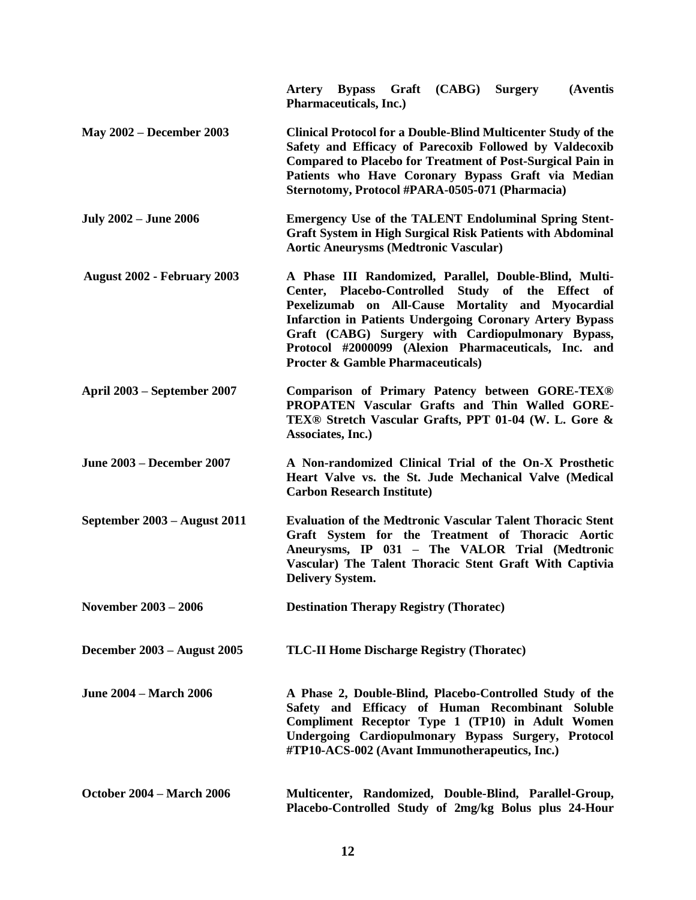| | |
|---|---|
| | **Artery Bypass Graft (CABG) Surgery (Aventis Pharmaceuticals, Inc.)** |
| **May 2002 – December 2003** | **Clinical Protocol for a Double-Blind Multicenter Study of the Safety and Efficacy of Parecoxib Followed by Valdecoxib Compared to Placebo for Treatment of Post-Surgical Pain in Patients who Have Coronary Bypass Graft via Median Sternotomy, Protocol #PARA-0505-071 (Pharmacia)** |
| **July 2002 – June 2006** | **Emergency Use of the TALENT Endoluminal Spring Stent-Graft System in High Surgical Risk Patients with Abdominal Aortic Aneurysms (Medtronic Vascular)** |
| **August 2002 - February 2003** | **A Phase III Randomized, Parallel, Double-Blind, Multi-Center, Placebo-Controlled Study of the Effect of Pexelizumab on All-Cause Mortality and Myocardial Infarction in Patients Undergoing Coronary Artery Bypass Graft (CABG) Surgery with Cardiopulmonary Bypass, Protocol #2000099 (Alexion Pharmaceuticals, Inc. and Procter & Gamble Pharmaceuticals)** |
| **April 2003 – September 2007** | **Comparison of Primary Patency between GORE-TEX® PROPATEN Vascular Grafts and Thin Walled GORE-TEX® Stretch Vascular Grafts, PPT 01-04 (W. L. Gore & Associates, Inc.)** |
| **June 2003 – December 2007** | **A Non-randomized Clinical Trial of the On-X Prosthetic Heart Valve vs. the St. Jude Mechanical Valve (Medical Carbon Research Institute)** |
| **September 2003 – August 2011** | **Evaluation of the Medtronic Vascular Talent Thoracic Stent Graft System for the Treatment of Thoracic Aortic Aneurysms, IP 031 – The VALOR Trial (Medtronic Vascular) The Talent Thoracic Stent Graft With Captivia Delivery System.** |
| **November 2003 – 2006** | **Destination Therapy Registry (Thoratec)** |
| **December 2003 – August 2005** | **TLC-II Home Discharge Registry (Thoratec)** |
| **June 2004 – March 2006** | **A Phase 2, Double-Blind, Placebo-Controlled Study of the Safety and Efficacy of Human Recombinant Soluble Compliment Receptor Type 1 (TP10) in Adult Women Undergoing Cardiopulmonary Bypass Surgery, Protocol #TP10-ACS-002 (Avant Immunotherapeutics, Inc.)** |
| **October 2004 – March 2006** | **Multicenter, Randomized, Double-Blind, Parallel-Group, Placebo-Controlled Study of 2mg/kg Bolus plus 24-Hour** |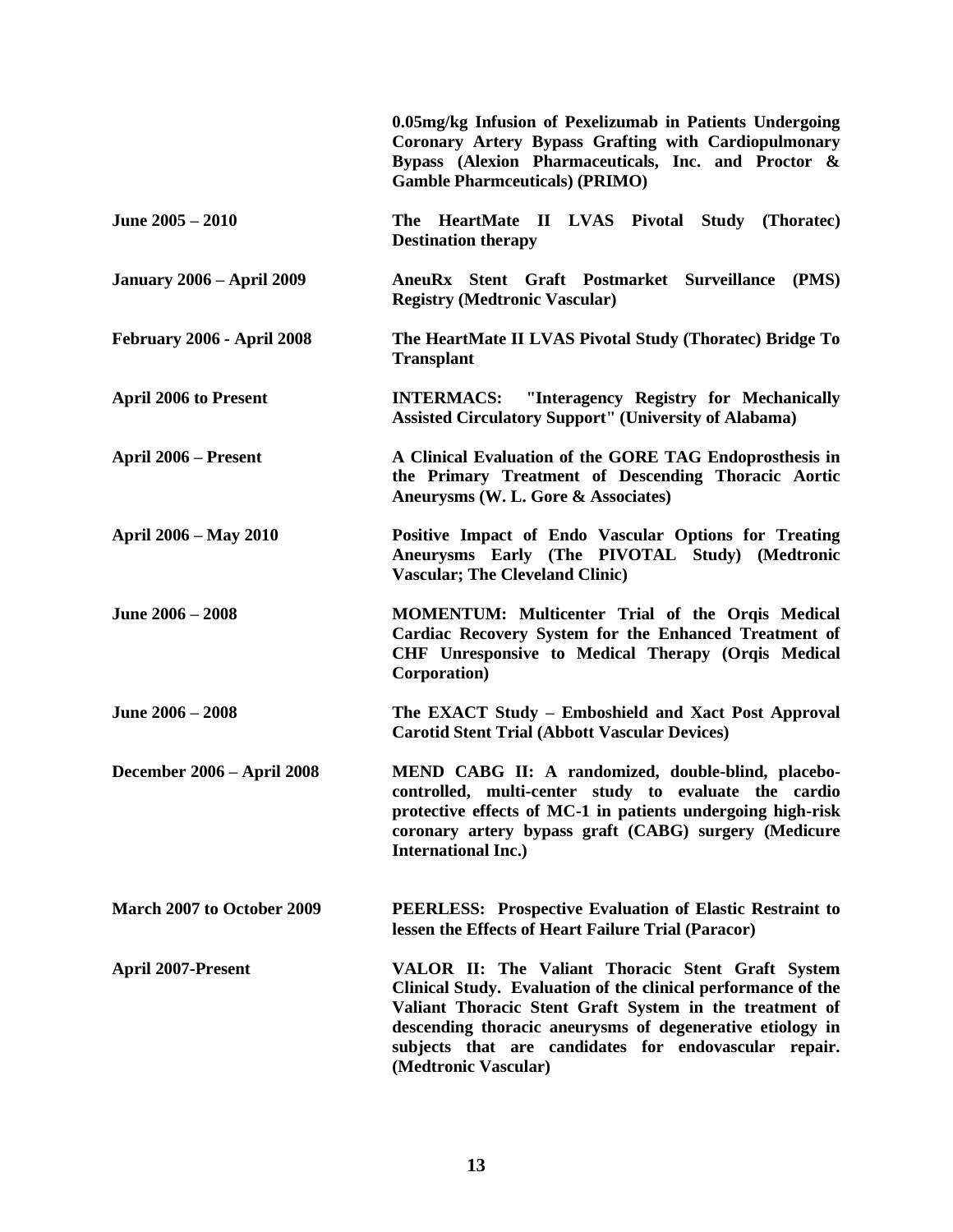| | |
|---|---|
| | **0.05mg/kg Infusion of Pexelizumab in Patients Undergoing Coronary Artery Bypass Grafting with Cardiopulmonary Bypass (Alexion Pharmaceuticals, Inc. and Proctor & Gamble Pharmceuticals) (PRIMO)** |
| **June 2005 – 2010** | **The HeartMate II LVAS Pivotal Study (Thoratec) Destination therapy** |
| **January 2006 – April 2009** | **AneuRx Stent Graft Postmarket Surveillance (PMS) Registry (Medtronic Vascular)** |
| **February 2006 - April 2008** | **The HeartMate II LVAS Pivotal Study (Thoratec) Bridge To Transplant** |
| **April 2006 to Present** | **INTERMACS: "Interagency Registry for Mechanically Assisted Circulatory Support" (University of Alabama)** |
| **April 2006 – Present** | **A Clinical Evaluation of the GORE TAG Endoprosthesis in the Primary Treatment of Descending Thoracic Aortic Aneurysms (W. L. Gore & Associates)** |
| **April 2006 – May 2010** | **Positive Impact of Endo Vascular Options for Treating Aneurysms Early (The PIVOTAL Study) (Medtronic Vascular; The Cleveland Clinic)** |
| **June 2006 – 2008** | **MOMENTUM: Multicenter Trial of the Orqis Medical Cardiac Recovery System for the Enhanced Treatment of CHF Unresponsive to Medical Therapy (Orqis Medical Corporation)** |
| **June 2006 – 2008** | **The EXACT Study – Emboshield and Xact Post Approval Carotid Stent Trial (Abbott Vascular Devices)** |
| **December 2006 – April 2008** | **MEND CABG II: A randomized, double-blind, placebo-controlled, multi-center study to evaluate the cardio protective effects of MC-1 in patients undergoing high-risk coronary artery bypass graft (CABG) surgery (Medicure International Inc.)** |
| **March 2007 to October 2009** | **PEERLESS: Prospective Evaluation of Elastic Restraint to lessen the Effects of Heart Failure Trial (Paracor)** |
| **April 2007-Present** | **VALOR II: The Valiant Thoracic Stent Graft System Clinical Study. Evaluation of the clinical performance of the Valiant Thoracic Stent Graft System in the treatment of descending thoracic aneurysms of degenerative etiology in subjects that are candidates for endovascular repair. (Medtronic Vascular)** |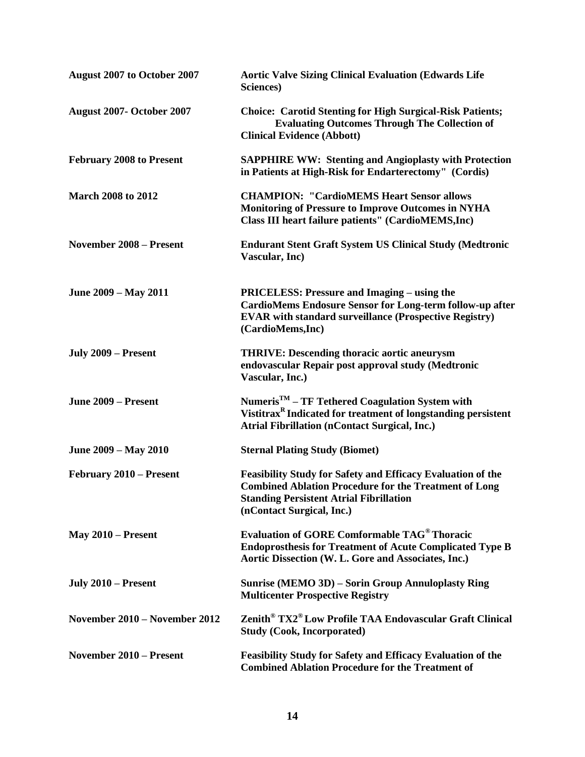| | |
|---|---|
| **August 2007 to October 2007** | **Aortic Valve Sizing Clinical Evaluation (Edwards Life Sciences)** |
| **August 2007- October 2007** | **Choice: Carotid Stenting for High Surgical-Risk Patients; Evaluating Outcomes Through The Collection of Clinical Evidence (Abbott)** |
| **February 2008 to Present** | **SAPPHIRE WW: Stenting and Angioplasty with Protection in Patients at High-Risk for Endarterectomy" (Cordis)** |
| **March 2008 to 2012** | **CHAMPION: "CardioMEMS Heart Sensor allows Monitoring of Pressure to Improve Outcomes in NYHA Class III heart failure patients" (CardioMEMS,Inc)** |
| **November 2008 – Present** | **Endurant Stent Graft System US Clinical Study (Medtronic Vascular, Inc)** |
| **June 2009 – May 2011** | **PRICELESS: Pressure and Imaging – using the CardioMems Endosure Sensor for Long-term follow-up after EVAR with standard surveillance (Prospective Registry) (CardioMems,Inc)** |
| **July 2009 – Present** | **THRIVE: Descending thoracic aortic aneurysm endovascular Repair post approval study (Medtronic Vascular, Inc.)** |
| **June 2009 – Present** | **Numeris™ – TF Tethered Coagulation System with Vistitrax® Indicated for treatment of longstanding persistent Atrial Fibrillation (nContact Surgical, Inc.)** |
| **June 2009 – May 2010** | **Sternal Plating Study (Biomet)** |
| **February 2010 – Present** | **Feasibility Study for Safety and Efficacy Evaluation of the Combined Ablation Procedure for the Treatment of Long Standing Persistent Atrial Fibrillation (nContact Surgical, Inc.)** |
| **May 2010 – Present** | **Evaluation of GORE Comformable TAG® Thoracic Endoprosthesis for Treatment of Acute Complicated Type B Aortic Dissection (W. L. Gore and Associates, Inc.)** |
| **July 2010 – Present** | **Sunrise (MEMO 3D) – Sorin Group Annuloplasty Ring Multicenter Prospective Registry** |
| **November 2010 – November 2012** | **Zenith® TX2® Low Profile TAA Endovascular Graft Clinical Study (Cook, Incorporated)** |
| **November 2010 – Present** | **Feasibility Study for Safety and Efficacy Evaluation of the Combined Ablation Procedure for the Treatment of** |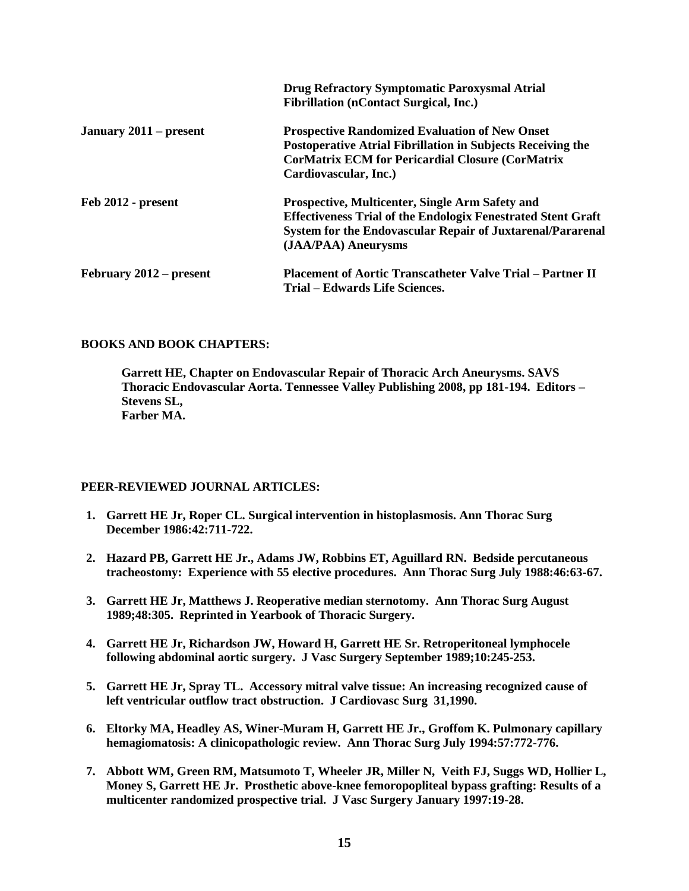| | |
|---|---|
| | **Drug Refractory Symptomatic Paroxysmal Atrial Fibrillation (nContact Surgical, Inc.)** |
| **January 2011 – present** | **Prospective Randomized Evaluation of New Onset Postoperative Atrial Fibrillation in Subjects Receiving the CorMatrix ECM for Pericardial Closure (CorMatrix Cardiovascular, Inc.)** |
| **Feb 2012 - present** | **Prospective, Multicenter, Single Arm Safety and Effectiveness Trial of the Endologix Fenestrated Stent Graft System for the Endovascular Repair of Juxtarenal/Pararenal (JAA/PAA) Aneurysms** |
| **February 2012 – present** | **Placement of Aortic Transcatheter Valve Trial – Partner II Trial – Edwards Life Sciences.** |

**BOOKS AND BOOK CHAPTERS:**

**Garrett HE, Chapter on Endovascular Repair of Thoracic Arch Aneurysms. SAVS Thoracic Endovascular Aorta. Tennessee Valley Publishing 2008, pp 181-194. Editors – Stevens SL, Farber MA.**

**PEER-REVIEWED JOURNAL ARTICLES:**

1. **Garrett HE Jr, Roper CL. Surgical intervention in histoplasmosis. Ann Thorac Surg December 1986:42:711-722.**
2. **Hazard PB, Garrett HE Jr., Adams JW, Robbins ET, Aguillard RN. Bedside percutaneous tracheostomy: Experience with 55 elective procedures. Ann Thorac Surg July 1988:46:63-67.**
3. **Garrett HE Jr, Matthews J. Reoperative median sternotomy. Ann Thorac Surg August 1989;48:305. Reprinted in Yearbook of Thoracic Surgery.**
4. **Garrett HE Jr, Richardson JW, Howard H, Garrett HE Sr. Retroperitoneal lymphocele following abdominal aortic surgery. J Vasc Surgery September 1989;10:245-253.**
5. **Garrett HE Jr, Spray TL. Accessory mitral valve tissue: An increasing recognized cause of left ventricular outflow tract obstruction. J Cardiovasc Surg 31,1990.**
6. **Eltorky MA, Headley AS, Winer-Muram H, Garrett HE Jr., Groffom K. Pulmonary capillary hemagiomatosis: A clinicopathologic review. Ann Thorac Surg July 1994:57:772-776.**
7. **Abbott WM, Green RM, Matsumoto T, Wheeler JR, Miller N, Veith FJ, Suggs WD, Hollier L, Money S, Garrett HE Jr. Prosthetic above-knee femoropopliteal bypass grafting: Results of a multicenter randomized prospective trial. J Vasc Surgery January 1997:19-28.**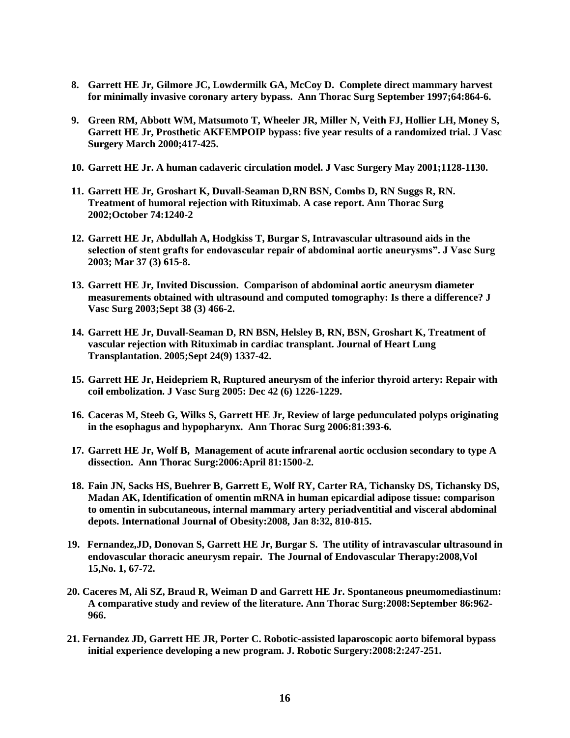8. **Garrett HE Jr, Gilmore JC, Lowdermilk GA, McCoy D. Complete direct mammary harvest for minimally invasive coronary artery bypass. Ann Thorac Surg September 1997;64:864-6.**

9. **Green RM, Abbott WM, Matsumoto T, Wheeler JR, Miller N, Veith FJ, Hollier LH, Money S, Garrett HE Jr, Prosthetic AKFEMPOIP bypass: five year results of a randomized trial. J Vasc Surgery March 2000;417-425.**

10. **Garrett HE Jr. A human cadaveric circulation model. J Vasc Surgery May 2001;1128-1130.**

11. **Garrett HE Jr, Groshart K, Duvall-Seaman D,RN BSN, Combs D, RN Suggs R, RN. Treatment of humoral rejection with Rituximab. A case report. Ann Thorac Surg 2002;October 74:1240-2**

12. **Garrett HE Jr, Abdullah A, Hodgkiss T, Burgar S, Intravascular ultrasound aids in the selection of stent grafts for endovascular repair of abdominal aortic aneurysms". J Vasc Surg 2003; Mar 37 (3) 615-8.**

13. **Garrett HE Jr, Invited Discussion. Comparison of abdominal aortic aneurysm diameter measurements obtained with ultrasound and computed tomography: Is there a difference? J Vasc Surg 2003;Sept 38 (3) 466-2.**

14. **Garrett HE Jr, Duvall-Seaman D, RN BSN, Helsley B, RN, BSN, Groshart K, Treatment of vascular rejection with Rituximab in cardiac transplant. Journal of Heart Lung Transplantation. 2005;Sept 24(9) 1337-42.**

15. **Garrett HE Jr, Heidepriem R, Ruptured aneurysm of the inferior thyroid artery: Repair with coil embolization. J Vasc Surg 2005: Dec 42 (6) 1226-1229.**

16. **Caceras M, Steeb G, Wilks S, Garrett HE Jr, Review of large pedunculated polyps originating in the esophagus and hypopharynx. Ann Thorac Surg 2006:81:393-6.**

17. **Garrett HE Jr, Wolf B, Management of acute infrarenal aortic occlusion secondary to type A dissection. Ann Thorac Surg:2006:April 81:1500-2.**

18. **Fain JN, Sacks HS, Buehrer B, Garrett E, Wolf RY, Carter RA, Tichansky DS, Tichansky DS, Madan AK, Identification of omentin mRNA in human epicardial adipose tissue: comparison to omentin in subcutaneous, internal mammary artery periadventitial and visceral abdominal depots. International Journal of Obesity:2008, Jan 8:32, 810-815.**

19. **Fernandez,JD, Donovan S, Garrett HE Jr, Burgar S. The utility of intravascular ultrasound in endovascular thoracic aneurysm repair. The Journal of Endovascular Therapy:2008,Vol 15,No. 1, 67-72.**

20. **Caceres M, Ali SZ, Braud R, Weiman D and Garrett HE Jr. Spontaneous pneumomediastinum: A comparative study and review of the literature. Ann Thorac Surg:2008:September 86:962-966.**

21. **Fernandez JD, Garrett HE JR, Porter C. Robotic-assisted laparoscopic aorto bifemoral bypass initial experience developing a new program. J. Robotic Surgery:2008:2:247-251.**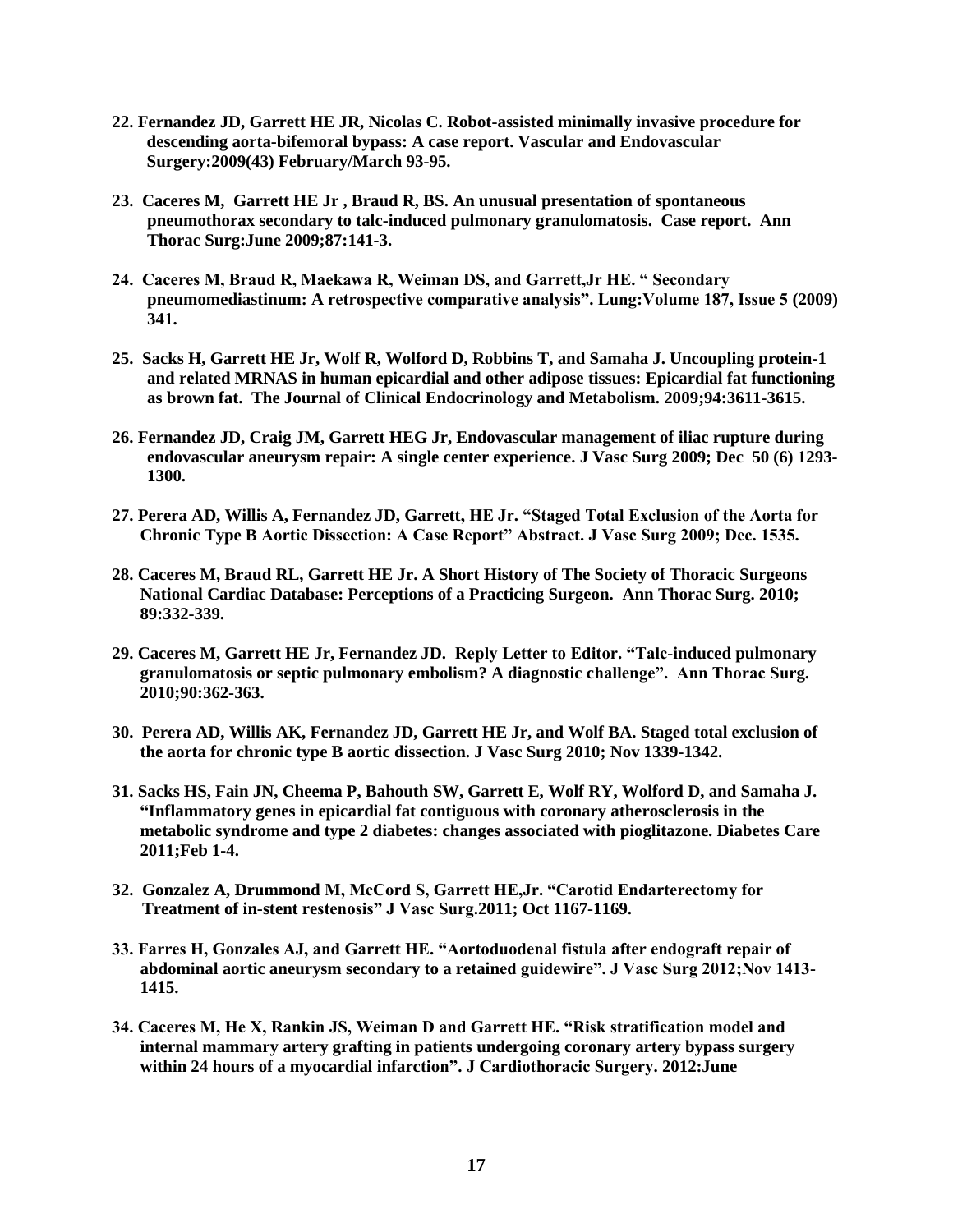**22. Fernandez JD, Garrett HE JR, Nicolas C. Robot-assisted minimally invasive procedure for descending aorta-bifemoral bypass: A case report. Vascular and Endovascular Surgery:2009(43) February/March 93-95.**

**23. Caceres M, Garrett HE Jr , Braud R, BS. An unusual presentation of spontaneous pneumothorax secondary to talc-induced pulmonary granulomatosis. Case report. Ann Thorac Surg:June 2009;87:141-3.**

**24. Caceres M, Braud R, Maekawa R, Weiman DS, and Garrett,Jr HE. " Secondary pneumomediastinum: A retrospective comparative analysis". Lung:Volume 187, Issue 5 (2009) 341.**

**25. Sacks H, Garrett HE Jr, Wolf R, Wolford D, Robbins T, and Samaha J. Uncoupling protein-1 and related MRNAS in human epicardial and other adipose tissues: Epicardial fat functioning as brown fat. The Journal of Clinical Endocrinology and Metabolism. 2009;94:3611-3615.**

**26. Fernandez JD, Craig JM, Garrett HEG Jr, Endovascular management of iliac rupture during endovascular aneurysm repair: A single center experience. J Vasc Surg 2009; Dec 50 (6) 1293-1300.**

**27. Perera AD, Willis A, Fernandez JD, Garrett, HE Jr. "Staged Total Exclusion of the Aorta for Chronic Type B Aortic Dissection: A Case Report" Abstract. J Vasc Surg 2009; Dec. 1535.**

**28. Caceres M, Braud RL, Garrett HE Jr. A Short History of The Society of Thoracic Surgeons National Cardiac Database: Perceptions of a Practicing Surgeon. Ann Thorac Surg. 2010; 89:332-339.**

**29. Caceres M, Garrett HE Jr, Fernandez JD. Reply Letter to Editor. "Talc-induced pulmonary granulomatosis or septic pulmonary embolism? A diagnostic challenge". Ann Thorac Surg. 2010;90:362-363.**

**30. Perera AD, Willis AK, Fernandez JD, Garrett HE Jr, and Wolf BA. Staged total exclusion of the aorta for chronic type B aortic dissection. J Vasc Surg 2010; Nov 1339-1342.**

**31. Sacks HS, Fain JN, Cheema P, Bahouth SW, Garrett E, Wolf RY, Wolford D, and Samaha J. "Inflammatory genes in epicardial fat contiguous with coronary atherosclerosis in the metabolic syndrome and type 2 diabetes: changes associated with pioglitazone. Diabetes Care 2011;Feb 1-4.**

**32. Gonzalez A, Drummond M, McCord S, Garrett HE,Jr. "Carotid Endarterectomy for Treatment of in-stent restenosis" J Vasc Surg.2011; Oct 1167-1169.**

**33. Farres H, Gonzales AJ, and Garrett HE. "Aortoduodenal fistula after endograft repair of abdominal aortic aneurysm secondary to a retained guidewire". J Vasc Surg 2012;Nov 1413-1415.**

**34. Caceres M, He X, Rankin JS, Weiman D and Garrett HE. "Risk stratification model and internal mammary artery grafting in patients undergoing coronary artery bypass surgery within 24 hours of a myocardial infarction". J Cardiothoracic Surgery. 2012:June**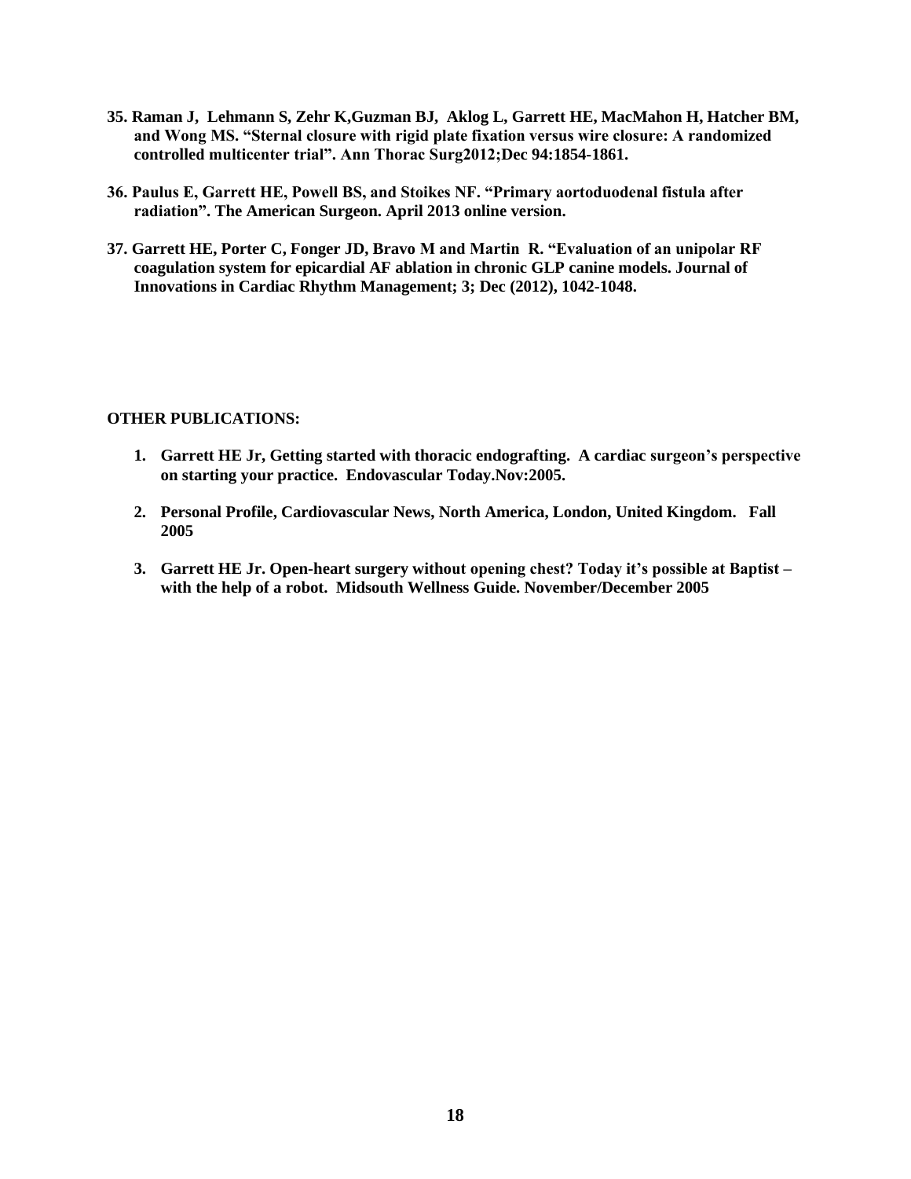35. **Raman J, Lehmann S, Zehr K,Guzman BJ, Aklog L, Garrett HE, MacMahon H, Hatcher BM, and Wong MS. "Sternal closure with rigid plate fixation versus wire closure: A randomized controlled multicenter trial". Ann Thorac Surg2012;Dec 94:1854-1861.**

36. **Paulus E, Garrett HE, Powell BS, and Stoikes NF. "Primary aortoduodenal fistula after radiation". The American Surgeon. April 2013 online version.**

37. **Garrett HE, Porter C, Fonger JD, Bravo M and Martin R. "Evaluation of an unipolar RF coagulation system for epicardial AF ablation in chronic GLP canine models. Journal of Innovations in Cardiac Rhythm Management; 3; Dec (2012), 1042-1048.**

**OTHER PUBLICATIONS:**

1. **Garrett HE Jr, Getting started with thoracic endografting. A cardiac surgeon's perspective on starting your practice. Endovascular Today.Nov:2005.**

2. **Personal Profile, Cardiovascular News, North America, London, United Kingdom. Fall 2005**

3. **Garrett HE Jr. Open-heart surgery without opening chest? Today it's possible at Baptist – with the help of a robot. Midsouth Wellness Guide. November/December 2005**